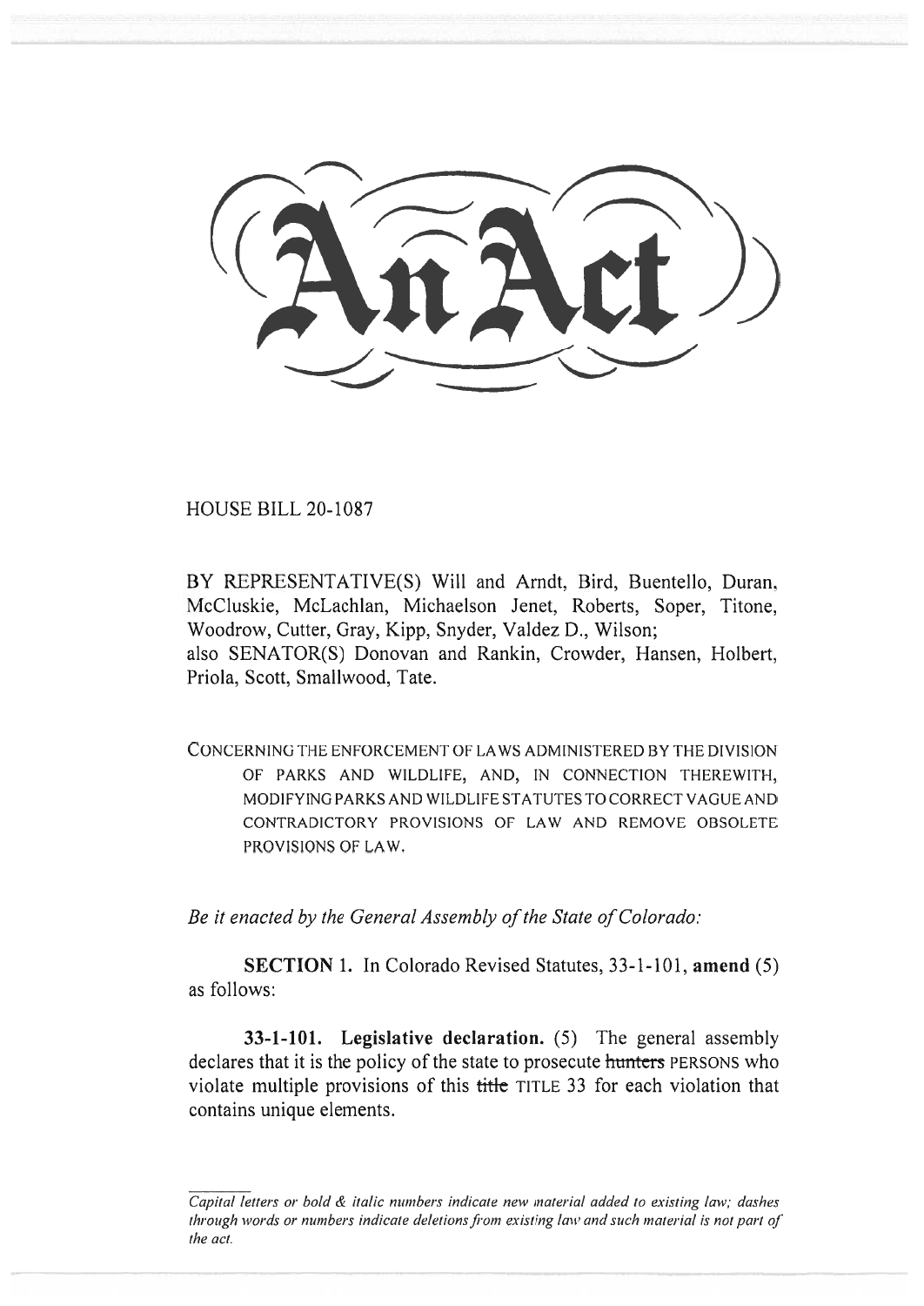# An Act

HOUSE BILL 20-1087

BY REPRESENTATIVE(S) Will and Arndt, Bird, Buentello, Duran, McCluskie, McLachlan, Michaelson Jenet, Roberts, Soper, Titone, Woodrow, Cutter, Gray, Kipp, Snyder, Valdez D., Wilson;
also SENATOR(S) Donovan and Rankin, Crowder, Hansen, Holbert, Priola, Scott, Smallwood, Tate.

CONCERNING THE ENFORCEMENT OF LAWS ADMINISTERED BY THE DIVISION OF PARKS AND WILDLIFE, AND, IN CONNECTION THEREWITH, MODIFYING PARKS AND WILDLIFE STATUTES TO CORRECT VAGUE AND CONTRADICTORY PROVISIONS OF LAW AND REMOVE OBSOLETE PROVISIONS OF LAW.

*Be it enacted by the General Assembly of the State of Colorado:*

**SECTION 1.** In Colorado Revised Statutes, 33-1-101, **amend** (5) as follows:

**33-1-101. Legislative declaration.** (5) The general assembly declares that it is the policy of the state to prosecute ~~hunters~~ PERSONS who violate multiple provisions of this ~~title~~ TITLE 33 for each violation that contains unique elements.

*Capital letters or bold & italic numbers indicate new material added to existing law; dashes through words or numbers indicate deletions from existing law and such material is not part of the act.*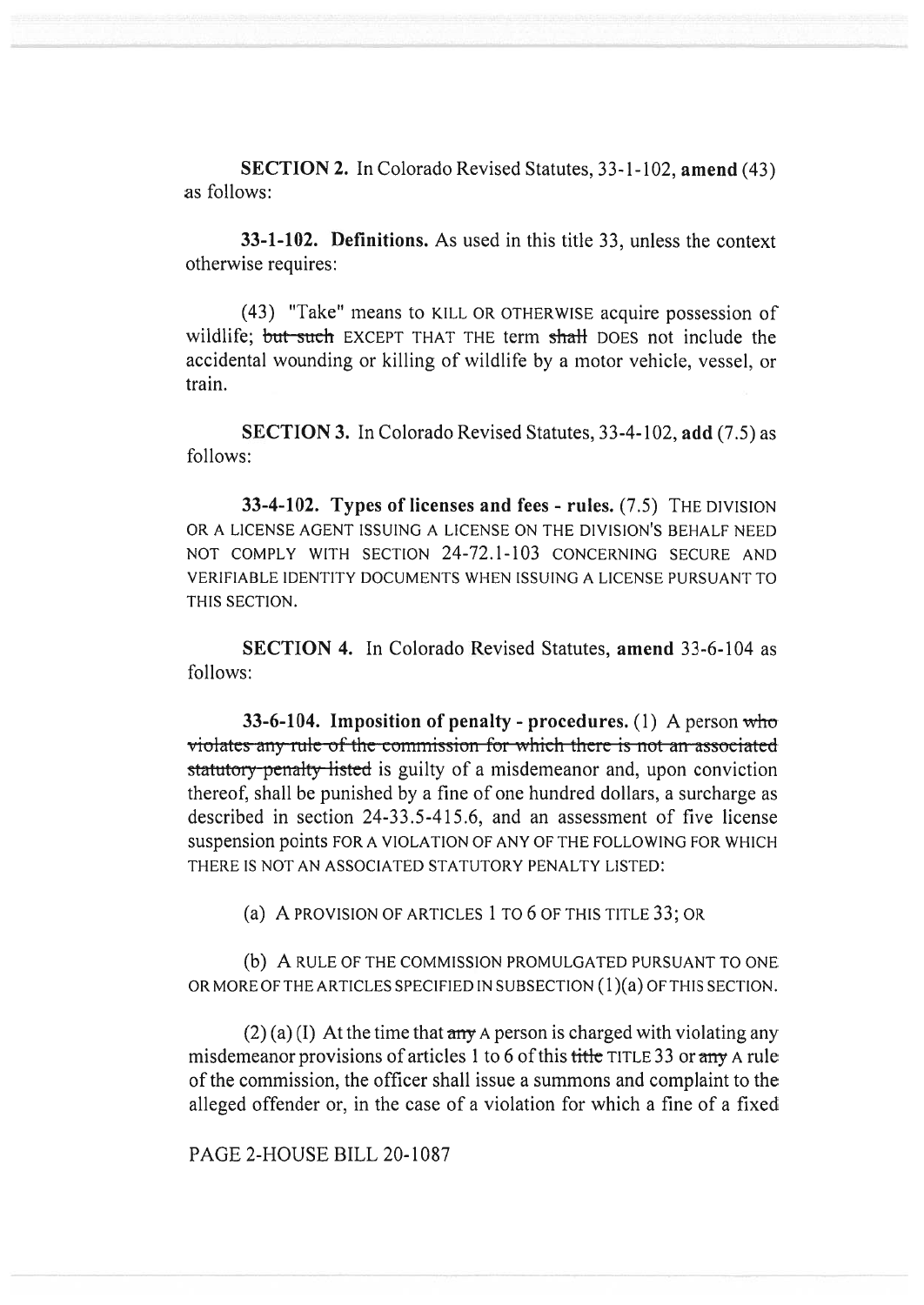**SECTION 2.** In Colorado Revised Statutes, 33-1-102, **amend** (43) as follows:

**33-1-102. Definitions.** As used in this title 33, unless the context otherwise requires:

(43) "Take" means to KILL OR OTHERWISE acquire possession of wildlife; ~~but such~~ EXCEPT THAT THE term ~~shall~~ DOES not include the accidental wounding or killing of wildlife by a motor vehicle, vessel, or train.

**SECTION 3.** In Colorado Revised Statutes, 33-4-102, **add** (7.5) as follows:

**33-4-102. Types of licenses and fees - rules.** (7.5) THE DIVISION OR A LICENSE AGENT ISSUING A LICENSE ON THE DIVISION'S BEHALF NEED NOT COMPLY WITH SECTION 24-72.1-103 CONCERNING SECURE AND VERIFIABLE IDENTITY DOCUMENTS WHEN ISSUING A LICENSE PURSUANT TO THIS SECTION.

**SECTION 4.** In Colorado Revised Statutes, **amend** 33-6-104 as follows:

**33-6-104. Imposition of penalty - procedures.** (1) A person ~~who violates any rule of the commission for which there is not an associated statutory penalty listed~~ is guilty of a misdemeanor and, upon conviction thereof, shall be punished by a fine of one hundred dollars, a surcharge as described in section 24-33.5-415.6, and an assessment of five license suspension points FOR A VIOLATION OF ANY OF THE FOLLOWING FOR WHICH THERE IS NOT AN ASSOCIATED STATUTORY PENALTY LISTED:

(a) A PROVISION OF ARTICLES 1 TO 6 OF THIS TITLE 33; OR

(b) A RULE OF THE COMMISSION PROMULGATED PURSUANT TO ONE OR MORE OF THE ARTICLES SPECIFIED IN SUBSECTION (1)(a) OF THIS SECTION.

(2) (a) (I) At the time that ~~any~~ A person is charged with violating any misdemeanor provisions of articles 1 to 6 of this ~~title~~ TITLE 33 or ~~any~~ A rule of the commission, the officer shall issue a summons and complaint to the alleged offender or, in the case of a violation for which a fine of a fixed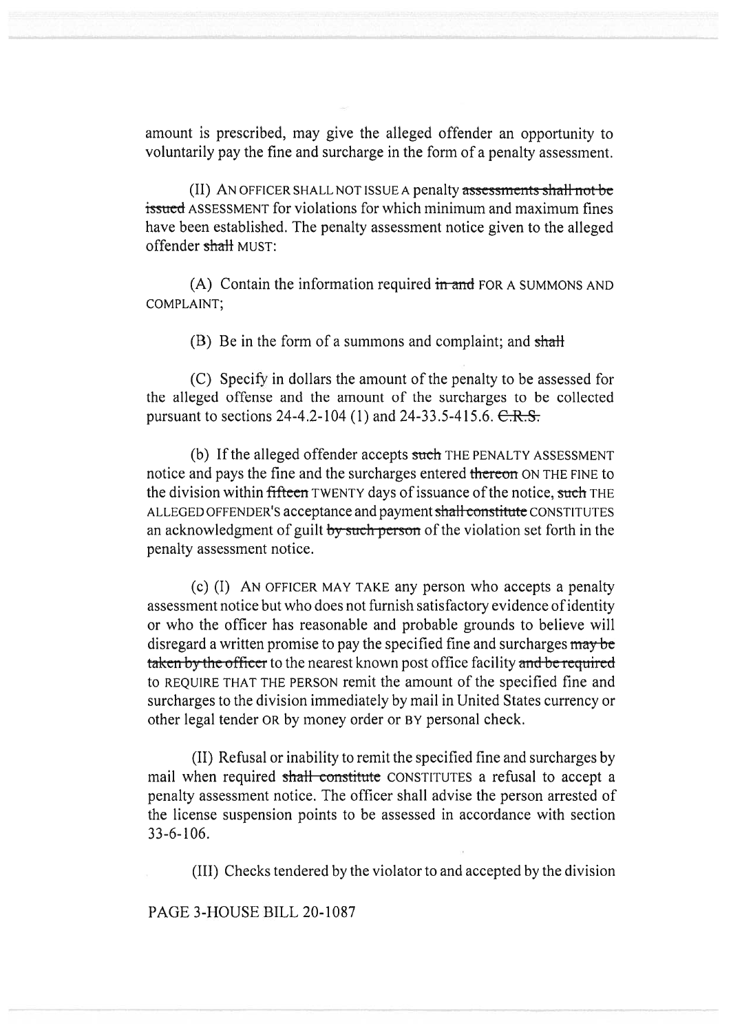amount is prescribed, may give the alleged offender an opportunity to voluntarily pay the fine and surcharge in the form of a penalty assessment.

(II) AN OFFICER SHALL NOT ISSUE A penalty ~~assessments shall not be issued~~ ASSESSMENT for violations for which minimum and maximum fines have been established. The penalty assessment notice given to the alleged offender ~~shall~~ MUST:

(A) Contain the information required ~~in and~~ FOR A SUMMONS AND COMPLAINT;

(B) Be in the form of a summons and complaint; and ~~shall~~

(C) Specify in dollars the amount of the penalty to be assessed for the alleged offense and the amount of the surcharges to be collected pursuant to sections 24-4.2-104 (1) and 24-33.5-415.6. ~~C.R.S.~~

(b) If the alleged offender accepts ~~such~~ THE PENALTY ASSESSMENT notice and pays the fine and the surcharges entered ~~thereon~~ ON THE FINE to the division within ~~fifteen~~ TWENTY days of issuance of the notice, ~~such~~ THE ALLEGED OFFENDER'S acceptance and payment ~~shall constitute~~ CONSTITUTES an acknowledgment of guilt ~~by such person~~ of the violation set forth in the penalty assessment notice.

(c) (I) AN OFFICER MAY TAKE any person who accepts a penalty assessment notice but who does not furnish satisfactory evidence of identity or who the officer has reasonable and probable grounds to believe will disregard a written promise to pay the specified fine and surcharges ~~may be taken by the officer~~ to the nearest known post office facility ~~and be required~~ to REQUIRE THAT THE PERSON remit the amount of the specified fine and surcharges to the division immediately by mail in United States currency or other legal tender OR by money order or BY personal check.

(II) Refusal or inability to remit the specified fine and surcharges by mail when required ~~shall constitute~~ CONSTITUTES a refusal to accept a penalty assessment notice. The officer shall advise the person arrested of the license suspension points to be assessed in accordance with section 33-6-106.

(III) Checks tendered by the violator to and accepted by the division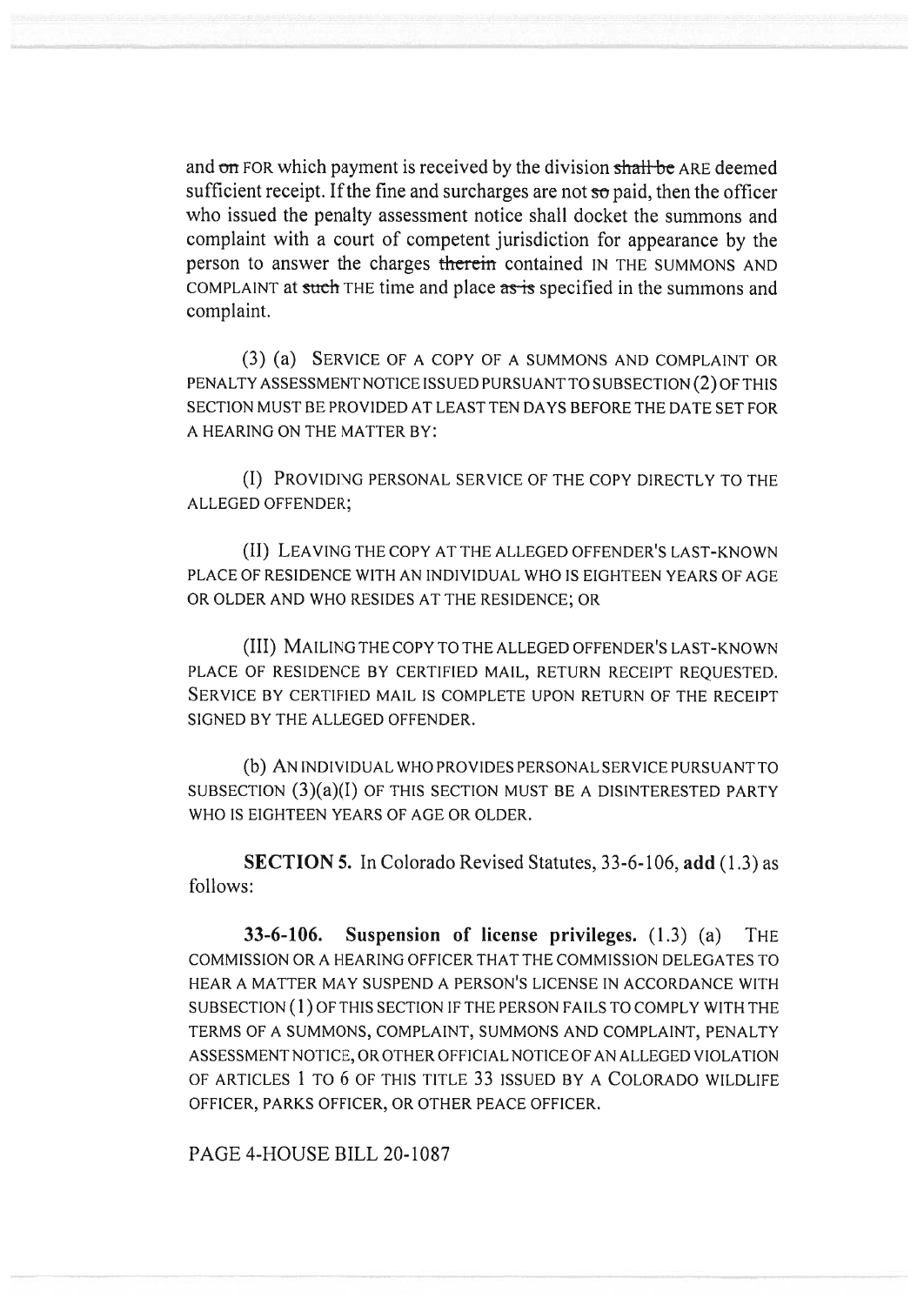and ~~on~~ FOR which payment is received by the division ~~shall be~~ ARE deemed sufficient receipt. If the fine and surcharges are not ~~so~~ paid, then the officer who issued the penalty assessment notice shall docket the summons and complaint with a court of competent jurisdiction for appearance by the person to answer the charges ~~therein~~ contained IN THE SUMMONS AND COMPLAINT at ~~such~~ THE time and place ~~as is~~ specified in the summons and complaint.

(3) (a) SERVICE OF A COPY OF A SUMMONS AND COMPLAINT OR PENALTY ASSESSMENT NOTICE ISSUED PURSUANT TO SUBSECTION (2) OF THIS SECTION MUST BE PROVIDED AT LEAST TEN DAYS BEFORE THE DATE SET FOR A HEARING ON THE MATTER BY:

(I) PROVIDING PERSONAL SERVICE OF THE COPY DIRECTLY TO THE ALLEGED OFFENDER;

(II) LEAVING THE COPY AT THE ALLEGED OFFENDER'S LAST-KNOWN PLACE OF RESIDENCE WITH AN INDIVIDUAL WHO IS EIGHTEEN YEARS OF AGE OR OLDER AND WHO RESIDES AT THE RESIDENCE; OR

(III) MAILING THE COPY TO THE ALLEGED OFFENDER'S LAST-KNOWN PLACE OF RESIDENCE BY CERTIFIED MAIL, RETURN RECEIPT REQUESTED. SERVICE BY CERTIFIED MAIL IS COMPLETE UPON RETURN OF THE RECEIPT SIGNED BY THE ALLEGED OFFENDER.

(b) AN INDIVIDUAL WHO PROVIDES PERSONAL SERVICE PURSUANT TO SUBSECTION (3)(a)(I) OF THIS SECTION MUST BE A DISINTERESTED PARTY WHO IS EIGHTEEN YEARS OF AGE OR OLDER.

**SECTION 5.** In Colorado Revised Statutes, 33-6-106, **add** (1.3) as follows:

**33-6-106. Suspension of license privileges.** (1.3) (a) THE COMMISSION OR A HEARING OFFICER THAT THE COMMISSION DELEGATES TO HEAR A MATTER MAY SUSPEND A PERSON'S LICENSE IN ACCORDANCE WITH SUBSECTION (1) OF THIS SECTION IF THE PERSON FAILS TO COMPLY WITH THE TERMS OF A SUMMONS, COMPLAINT, SUMMONS AND COMPLAINT, PENALTY ASSESSMENT NOTICE, OR OTHER OFFICIAL NOTICE OF AN ALLEGED VIOLATION OF ARTICLES 1 TO 6 OF THIS TITLE 33 ISSUED BY A COLORADO WILDLIFE OFFICER, PARKS OFFICER, OR OTHER PEACE OFFICER.

PAGE 4-HOUSE BILL 20-1087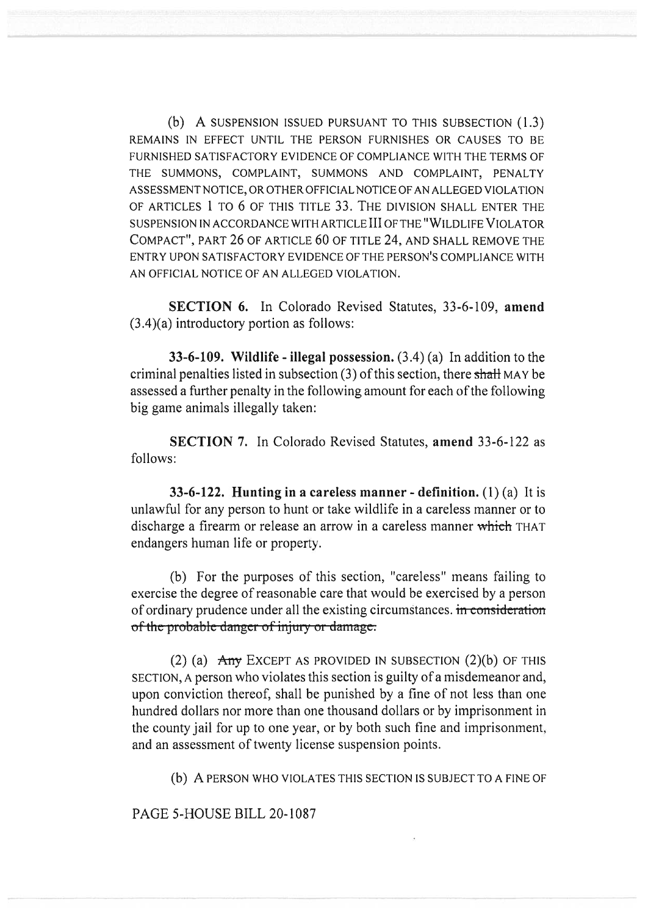(b) A SUSPENSION ISSUED PURSUANT TO THIS SUBSECTION (1.3) REMAINS IN EFFECT UNTIL THE PERSON FURNISHES OR CAUSES TO BE FURNISHED SATISFACTORY EVIDENCE OF COMPLIANCE WITH THE TERMS OF THE SUMMONS, COMPLAINT, SUMMONS AND COMPLAINT, PENALTY ASSESSMENT NOTICE, OR OTHER OFFICIAL NOTICE OF AN ALLEGED VIOLATION OF ARTICLES 1 TO 6 OF THIS TITLE 33. THE DIVISION SHALL ENTER THE SUSPENSION IN ACCORDANCE WITH ARTICLE III OF THE "WILDLIFE VIOLATOR COMPACT", PART 26 OF ARTICLE 60 OF TITLE 24, AND SHALL REMOVE THE ENTRY UPON SATISFACTORY EVIDENCE OF THE PERSON'S COMPLIANCE WITH AN OFFICIAL NOTICE OF AN ALLEGED VIOLATION.

**SECTION 6.** In Colorado Revised Statutes, 33-6-109, **amend** (3.4)(a) introductory portion as follows:

**33-6-109. Wildlife - illegal possession.** (3.4) (a) In addition to the criminal penalties listed in subsection (3) of this section, there ~~shall~~ MAY be assessed a further penalty in the following amount for each of the following big game animals illegally taken:

**SECTION 7.** In Colorado Revised Statutes, **amend** 33-6-122 as follows:

**33-6-122. Hunting in a careless manner - definition.** (1) (a) It is unlawful for any person to hunt or take wildlife in a careless manner or to discharge a firearm or release an arrow in a careless manner ~~which~~ THAT endangers human life or property.

(b) For the purposes of this section, "careless" means failing to exercise the degree of reasonable care that would be exercised by a person of ordinary prudence under all the existing circumstances. ~~in consideration of the probable danger of injury or damage.~~

(2) (a) ~~Any~~ EXCEPT AS PROVIDED IN SUBSECTION (2)(b) OF THIS SECTION, A person who violates this section is guilty of a misdemeanor and, upon conviction thereof, shall be punished by a fine of not less than one hundred dollars nor more than one thousand dollars or by imprisonment in the county jail for up to one year, or by both such fine and imprisonment, and an assessment of twenty license suspension points.

(b) A PERSON WHO VIOLATES THIS SECTION IS SUBJECT TO A FINE OF

PAGE 5-HOUSE BILL 20-1087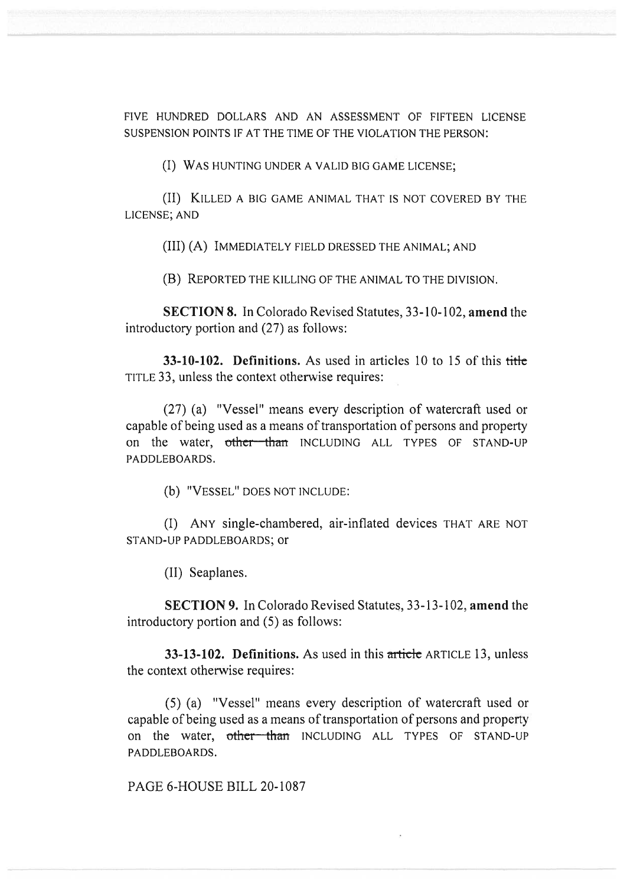FIVE HUNDRED DOLLARS AND AN ASSESSMENT OF FIFTEEN LICENSE SUSPENSION POINTS IF AT THE TIME OF THE VIOLATION THE PERSON:

(I) WAS HUNTING UNDER A VALID BIG GAME LICENSE;

(II) KILLED A BIG GAME ANIMAL THAT IS NOT COVERED BY THE LICENSE; AND

(III) (A) IMMEDIATELY FIELD DRESSED THE ANIMAL; AND

(B) REPORTED THE KILLING OF THE ANIMAL TO THE DIVISION.

**SECTION 8.** In Colorado Revised Statutes, 33-10-102, **amend** the introductory portion and (27) as follows:

**33-10-102. Definitions.** As used in articles 10 to 15 of this ~~title~~ TITLE 33, unless the context otherwise requires:

(27) (a) "Vessel" means every description of watercraft used or capable of being used as a means of transportation of persons and property on the water, ~~other than~~ INCLUDING ALL TYPES OF STAND-UP PADDLEBOARDS.

(b) "VESSEL" DOES NOT INCLUDE:

(I) ANY single-chambered, air-inflated devices THAT ARE NOT STAND-UP PADDLEBOARDS; or

(II) Seaplanes.

**SECTION 9.** In Colorado Revised Statutes, 33-13-102, **amend** the introductory portion and (5) as follows:

**33-13-102. Definitions.** As used in this ~~article~~ ARTICLE 13, unless the context otherwise requires:

(5) (a) "Vessel" means every description of watercraft used or capable of being used as a means of transportation of persons and property on the water, ~~other than~~ INCLUDING ALL TYPES OF STAND-UP PADDLEBOARDS.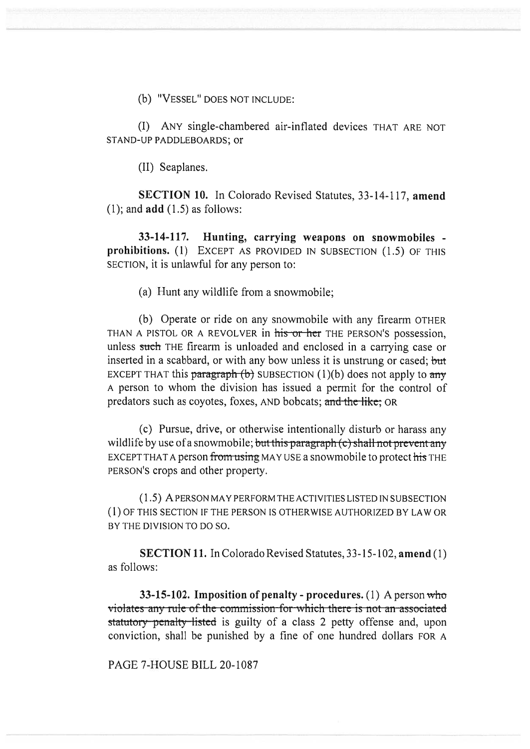(b) "VESSEL" DOES NOT INCLUDE:

(I) ANY single-chambered air-inflated devices THAT ARE NOT STAND-UP PADDLEBOARDS; or

(II) Seaplanes.

**SECTION 10.** In Colorado Revised Statutes, 33-14-117, **amend** (1); and **add** (1.5) as follows:

**33-14-117. Hunting, carrying weapons on snowmobiles - prohibitions.** (1) EXCEPT AS PROVIDED IN SUBSECTION (1.5) OF THIS SECTION, it is unlawful for any person to:

(a) Hunt any wildlife from a snowmobile;

(b) Operate or ride on any snowmobile with any firearm OTHER THAN A PISTOL OR A REVOLVER in ~~his or her~~ THE PERSON'S possession, unless ~~such~~ THE firearm is unloaded and enclosed in a carrying case or inserted in a scabbard, or with any bow unless it is unstrung or cased; ~~but~~ EXCEPT THAT this ~~paragraph (b)~~ SUBSECTION (1)(b) does not apply to ~~any~~ A person to whom the division has issued a permit for the control of predators such as coyotes, foxes, AND bobcats; ~~and the like;~~ OR

(c) Pursue, drive, or otherwise intentionally disturb or harass any wildlife by use of a snowmobile; ~~but this paragraph (c) shall not prevent any~~ EXCEPT THAT A person ~~from using~~ MAY USE a snowmobile to protect ~~his~~ THE PERSON'S crops and other property.

(1.5) A PERSON MAY PERFORM THE ACTIVITIES LISTED IN SUBSECTION (1) OF THIS SECTION IF THE PERSON IS OTHERWISE AUTHORIZED BY LAW OR BY THE DIVISION TO DO SO.

**SECTION 11.** In Colorado Revised Statutes, 33-15-102, **amend** (1) as follows:

**33-15-102. Imposition of penalty - procedures.** (1) A person ~~who violates any rule of the commission for which there is not an associated statutory penalty listed~~ is guilty of a class 2 petty offense and, upon conviction, shall be punished by a fine of one hundred dollars FOR A

PAGE 7-HOUSE BILL 20-1087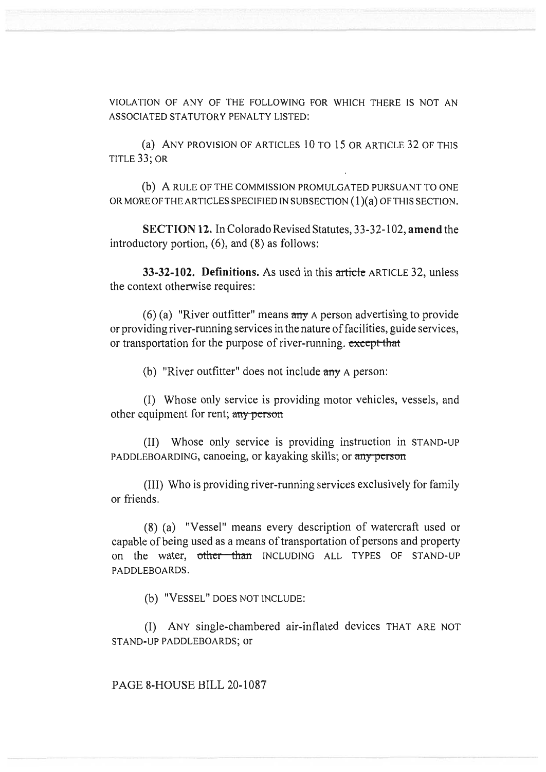VIOLATION OF ANY OF THE FOLLOWING FOR WHICH THERE IS NOT AN ASSOCIATED STATUTORY PENALTY LISTED:

(a) ANY PROVISION OF ARTICLES 10 TO 15 OR ARTICLE 32 OF THIS TITLE 33; OR

(b) A RULE OF THE COMMISSION PROMULGATED PURSUANT TO ONE OR MORE OF THE ARTICLES SPECIFIED IN SUBSECTION (1)(a) OF THIS SECTION.

**SECTION 12.** In Colorado Revised Statutes, 33-32-102, **amend** the introductory portion, (6), and (8) as follows:

**33-32-102. Definitions.** As used in this ~~article~~ ARTICLE 32, unless the context otherwise requires:

(6) (a) "River outfitter" means ~~any~~ A person advertising to provide or providing river-running services in the nature of facilities, guide services, or transportation for the purpose of river-running. ~~except that~~

(b) "River outfitter" does not include ~~any~~ A person:

(I) Whose only service is providing motor vehicles, vessels, and other equipment for rent; ~~any person~~

(II) Whose only service is providing instruction in STAND-UP PADDLEBOARDING, canoeing, or kayaking skills; or ~~any person~~

(III) Who is providing river-running services exclusively for family or friends.

(8) (a) "Vessel" means every description of watercraft used or capable of being used as a means of transportation of persons and property on the water, ~~other than~~ INCLUDING ALL TYPES OF STAND-UP PADDLEBOARDS.

(b) "VESSEL" DOES NOT INCLUDE:

(I) ANY single-chambered air-inflated devices THAT ARE NOT STAND-UP PADDLEBOARDS; or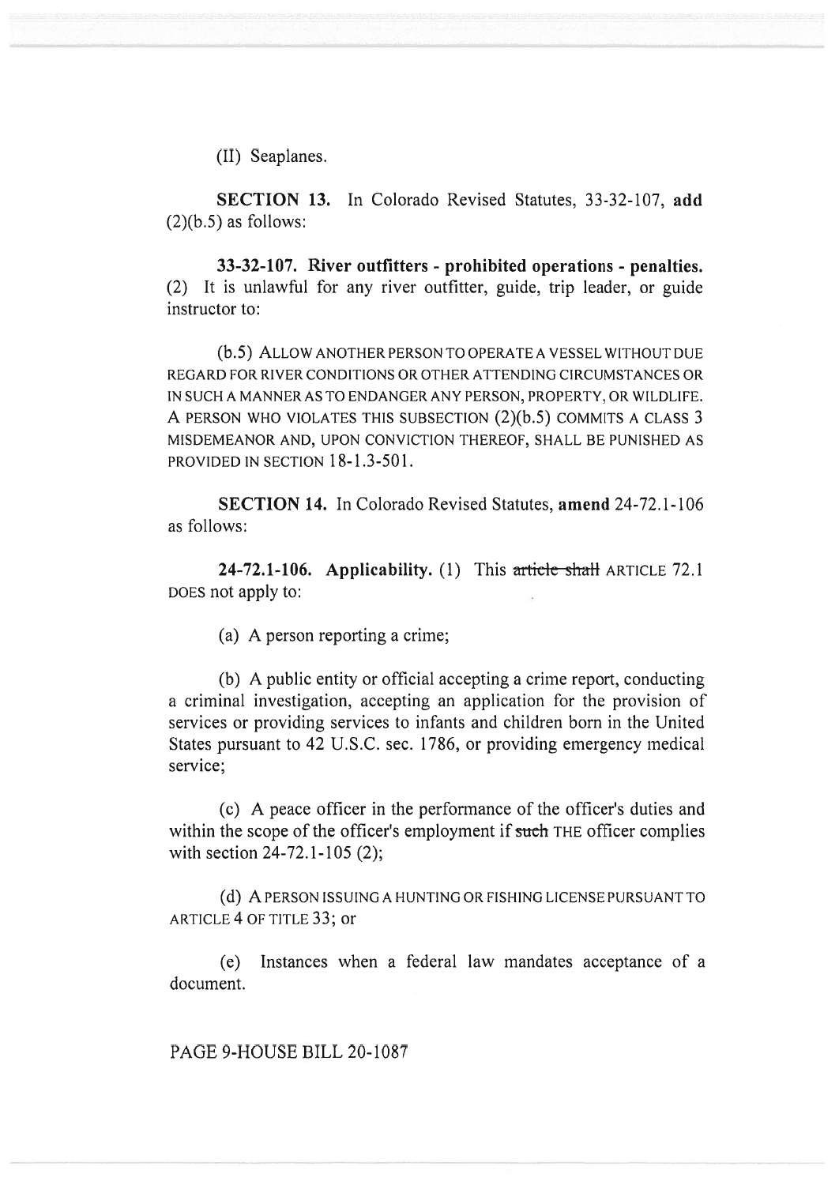(II) Seaplanes.

**SECTION 13.** In Colorado Revised Statutes, 33-32-107, **add** (2)(b.5) as follows:

**33-32-107. River outfitters - prohibited operations - penalties.** (2) It is unlawful for any river outfitter, guide, trip leader, or guide instructor to:

(b.5) ALLOW ANOTHER PERSON TO OPERATE A VESSEL WITHOUT DUE REGARD FOR RIVER CONDITIONS OR OTHER ATTENDING CIRCUMSTANCES OR IN SUCH A MANNER AS TO ENDANGER ANY PERSON, PROPERTY, OR WILDLIFE. A PERSON WHO VIOLATES THIS SUBSECTION (2)(b.5) COMMITS A CLASS 3 MISDEMEANOR AND, UPON CONVICTION THEREOF, SHALL BE PUNISHED AS PROVIDED IN SECTION 18-1.3-501.

**SECTION 14.** In Colorado Revised Statutes, **amend** 24-72.1-106 as follows:

**24-72.1-106. Applicability.** (1) This ~~article shall~~ ARTICLE 72.1 DOES not apply to:

(a) A person reporting a crime;

(b) A public entity or official accepting a crime report, conducting a criminal investigation, accepting an application for the provision of services or providing services to infants and children born in the United States pursuant to 42 U.S.C. sec. 1786, or providing emergency medical service;

(c) A peace officer in the performance of the officer's duties and within the scope of the officer's employment if ~~such~~ THE officer complies with section 24-72.1-105 (2);

(d) A PERSON ISSUING A HUNTING OR FISHING LICENSE PURSUANT TO ARTICLE 4 OF TITLE 33; or

(e) Instances when a federal law mandates acceptance of a document.

PAGE 9-HOUSE BILL 20-1087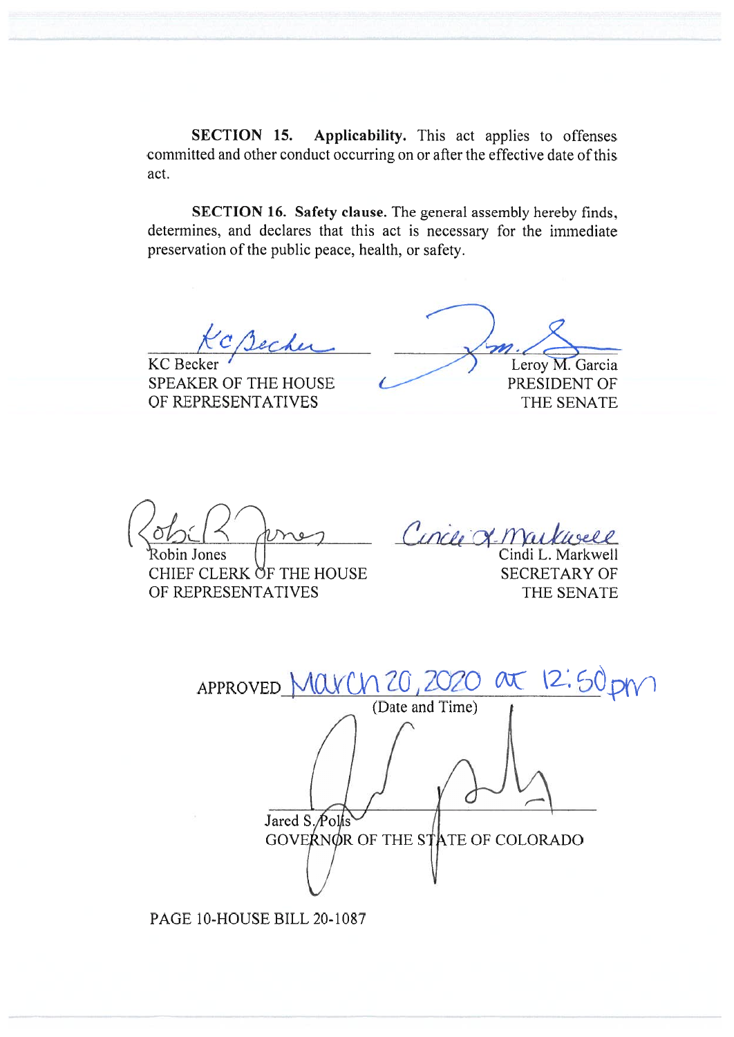**SECTION 15. Applicability.** This act applies to offenses committed and other conduct occurring on or after the effective date of this act.

**SECTION 16. Safety clause.** The general assembly hereby finds, determines, and declares that this act is necessary for the immediate preservation of the public peace, health, or safety.

KC Becker
SPEAKER OF THE HOUSE
OF REPRESENTATIVES

Leroy M. Garcia
PRESIDENT OF
THE SENATE

Robin Jones
CHIEF CLERK OF THE HOUSE
OF REPRESENTATIVES

Cindi L. Markwell
SECRETARY OF
THE SENATE

APPROVED March 20, 2020 at 12:50 pm
(Date and Time)

Jared S. Polis
GOVERNOR OF THE STATE OF COLORADO

PAGE 10-HOUSE BILL 20-1087